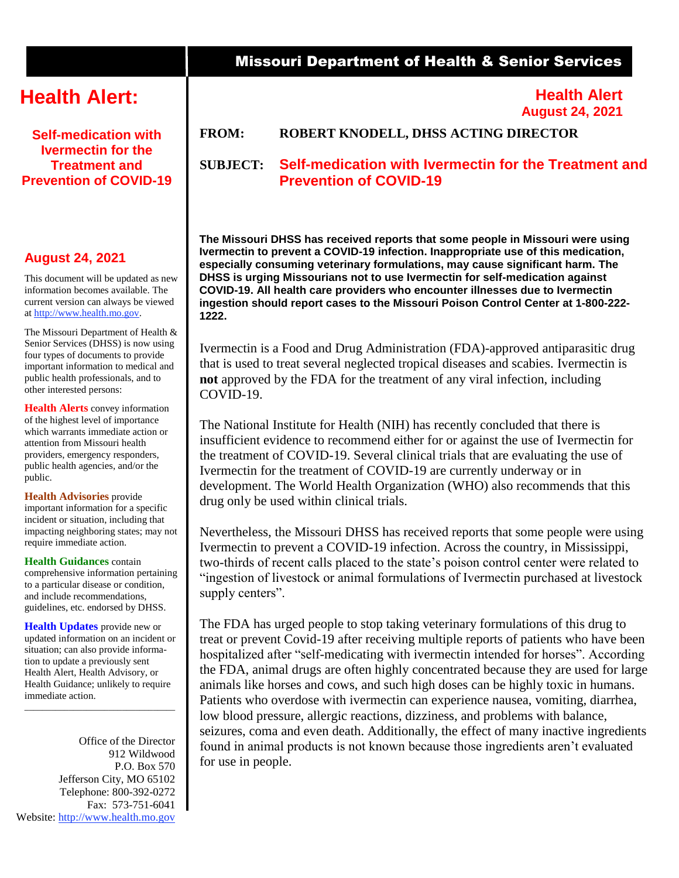# Missouri Department of Health & Senior Services

# Health Alert:

**Self-medication with Ivermectin for the Treatment and Prevention of COVID-19**

**August 24, 2021**

This document will be updated as new information becomes available. The current version can always be viewed at http://www.health.mo.gov.

The Missouri Department of Health & Senior Services (DHSS) is now using four types of documents to provide important information to medical and public health professionals, and to other interested persons:

**Health Alerts** convey information of the highest level of importance which warrants immediate action or attention from Missouri health providers, emergency responders, public health agencies, and/or the public.

**Health Advisories** provide important information for a specific incident or situation, including that impacting neighboring states; may not require immediate action.

**Health Guidances** contain comprehensive information pertaining to a particular disease or condition, and include recommendations, guidelines, etc. endorsed by DHSS.

**Health Updates** provide new or updated information on an incident or situation; can also provide information to update a previously sent Health Alert, Health Advisory, or Health Guidance; unlikely to require immediate action.

---

Office of the Director
912 Wildwood
P.O. Box 570
Jefferson City, MO 65102
Telephone: 800-392-0272
Fax: 573-751-6041
Website: http://www.health.mo.gov

---

## Health Alert
**August 24, 2021**

**FROM:** **ROBERT KNODELL, DHSS ACTING DIRECTOR**

**SUBJECT:** **Self-medication with Ivermectin for the Treatment and Prevention of COVID-19**

**The Missouri DHSS has received reports that some people in Missouri were using Ivermectin to prevent a COVID-19 infection. Inappropriate use of this medication, especially consuming veterinary formulations, may cause significant harm. The DHSS is urging Missourians not to use Ivermectin for self-medication against COVID-19. All health care providers who encounter illnesses due to Ivermectin ingestion should report cases to the Missouri Poison Control Center at 1-800-222-1222.**

Ivermectin is a Food and Drug Administration (FDA)-approved antiparasitic drug that is used to treat several neglected tropical diseases and scabies. Ivermectin is **not** approved by the FDA for the treatment of any viral infection, including COVID-19.

The National Institute for Health (NIH) has recently concluded that there is insufficient evidence to recommend either for or against the use of Ivermectin for the treatment of COVID-19. Several clinical trials that are evaluating the use of Ivermectin for the treatment of COVID-19 are currently underway or in development. The World Health Organization (WHO) also recommends that this drug only be used within clinical trials.

Nevertheless, the Missouri DHSS has received reports that some people were using Ivermectin to prevent a COVID-19 infection. Across the country, in Mississippi, two-thirds of recent calls placed to the state's poison control center were related to "ingestion of livestock or animal formulations of Ivermectin purchased at livestock supply centers".

The FDA has urged people to stop taking veterinary formulations of this drug to treat or prevent Covid-19 after receiving multiple reports of patients who have been hospitalized after "self-medicating with ivermectin intended for horses". According the FDA, animal drugs are often highly concentrated because they are used for large animals like horses and cows, and such high doses can be highly toxic in humans. Patients who overdose with ivermectin can experience nausea, vomiting, diarrhea, low blood pressure, allergic reactions, dizziness, and problems with balance, seizures, coma and even death. Additionally, the effect of many inactive ingredients found in animal products is not known because those ingredients aren't evaluated for use in people.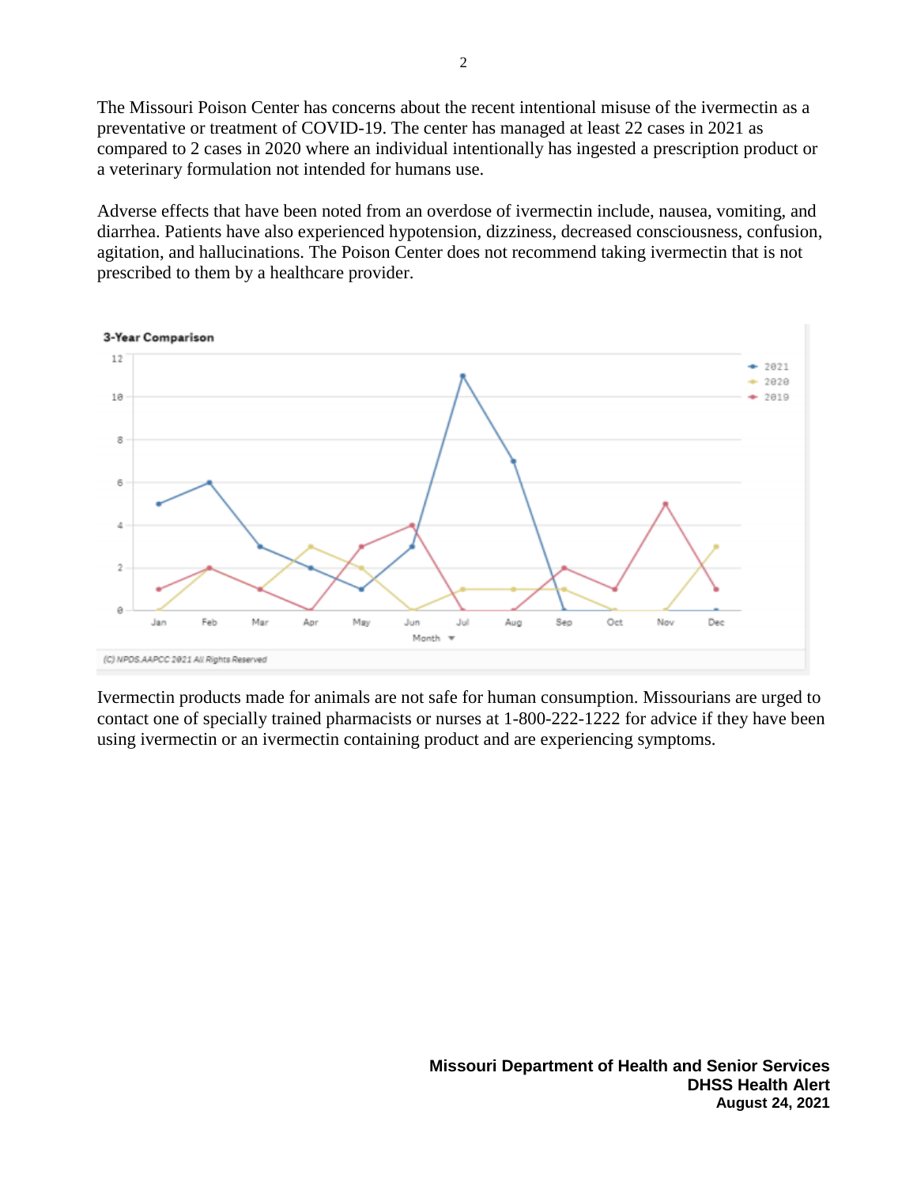The Missouri Poison Center has concerns about the recent intentional misuse of the ivermectin as a preventative or treatment of COVID-19. The center has managed at least 22 cases in 2021 as compared to 2 cases in 2020 where an individual intentionally has ingested a prescription product or a veterinary formulation not intended for humans use.

Adverse effects that have been noted from an overdose of ivermectin include, nausea, vomiting, and diarrhea. Patients have also experienced hypotension, dizziness, decreased consciousness, confusion, agitation, and hallucinations. The Poison Center does not recommend taking ivermectin that is not prescribed to them by a healthcare provider.

**3-Year Comparison**

12
10
8
6
4
2
0

Jan Feb Mar Apr May Jun Jul Aug Sep Oct Nov Dec

Month

2021
2020
2019

(C) NPDS.AAPCC 2021 All Rights Reserved

Ivermectin products made for animals are not safe for human consumption. Missourians are urged to contact one of specially trained pharmacists or nurses at 1-800-222-1222 for advice if they have been using ivermectin or an ivermectin containing product and are experiencing symptoms.

**Missouri Department of Health and Senior Services**
**DHSS Health Alert**
**August 24, 2021**